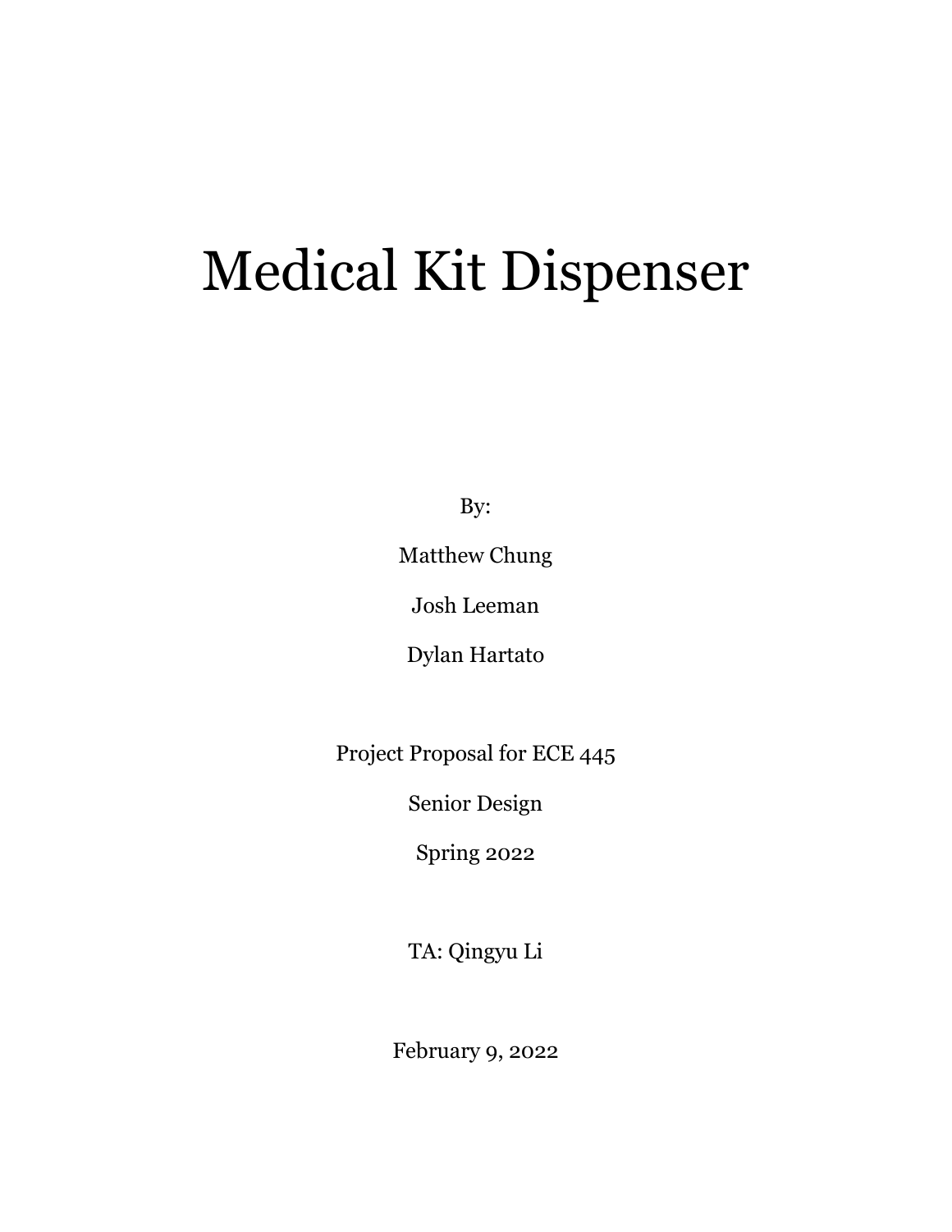# Medical Kit Dispenser

By:

Matthew Chung

Josh Leeman

Dylan Hartato

Project Proposal for ECE 445

Senior Design

Spring 2022

TA: Qingyu Li

February 9, 2022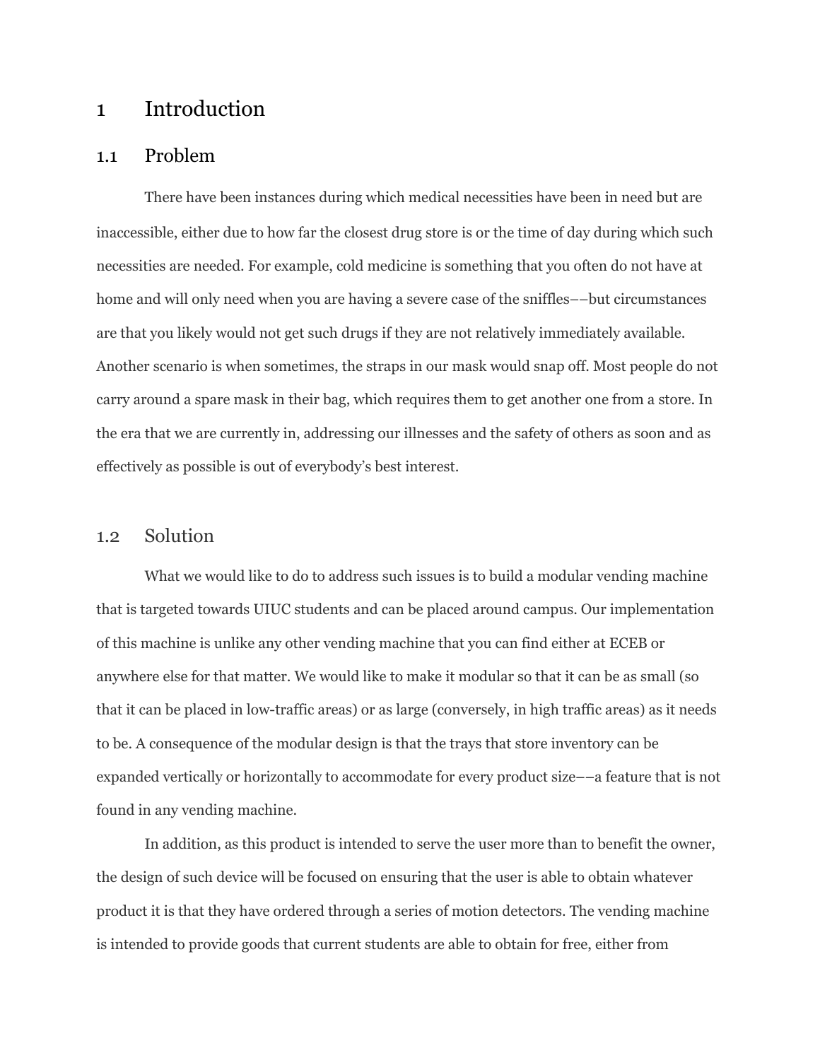# 1 Introduction

## 1.1 Problem

There have been instances during which medical necessities have been in need but are inaccessible, either due to how far the closest drug store is or the time of day during which such necessities are needed. For example, cold medicine is something that you often do not have at home and will only need when you are having a severe case of the sniffles––but circumstances are that you likely would not get such drugs if they are not relatively immediately available. Another scenario is when sometimes, the straps in our mask would snap off. Most people do not carry around a spare mask in their bag, which requires them to get another one from a store. In the era that we are currently in, addressing our illnesses and the safety of others as soon and as effectively as possible is out of everybody's best interest.

## 1.2 Solution

What we would like to do to address such issues is to build a modular vending machine that is targeted towards UIUC students and can be placed around campus. Our implementation of this machine is unlike any other vending machine that you can find either at ECEB or anywhere else for that matter. We would like to make it modular so that it can be as small (so that it can be placed in low-traffic areas) or as large (conversely, in high traffic areas) as it needs to be. A consequence of the modular design is that the trays that store inventory can be expanded vertically or horizontally to accommodate for every product size––a feature that is not found in any vending machine.

In addition, as this product is intended to serve the user more than to benefit the owner, the design of such device will be focused on ensuring that the user is able to obtain whatever product it is that they have ordered through a series of motion detectors. The vending machine is intended to provide goods that current students are able to obtain for free, either from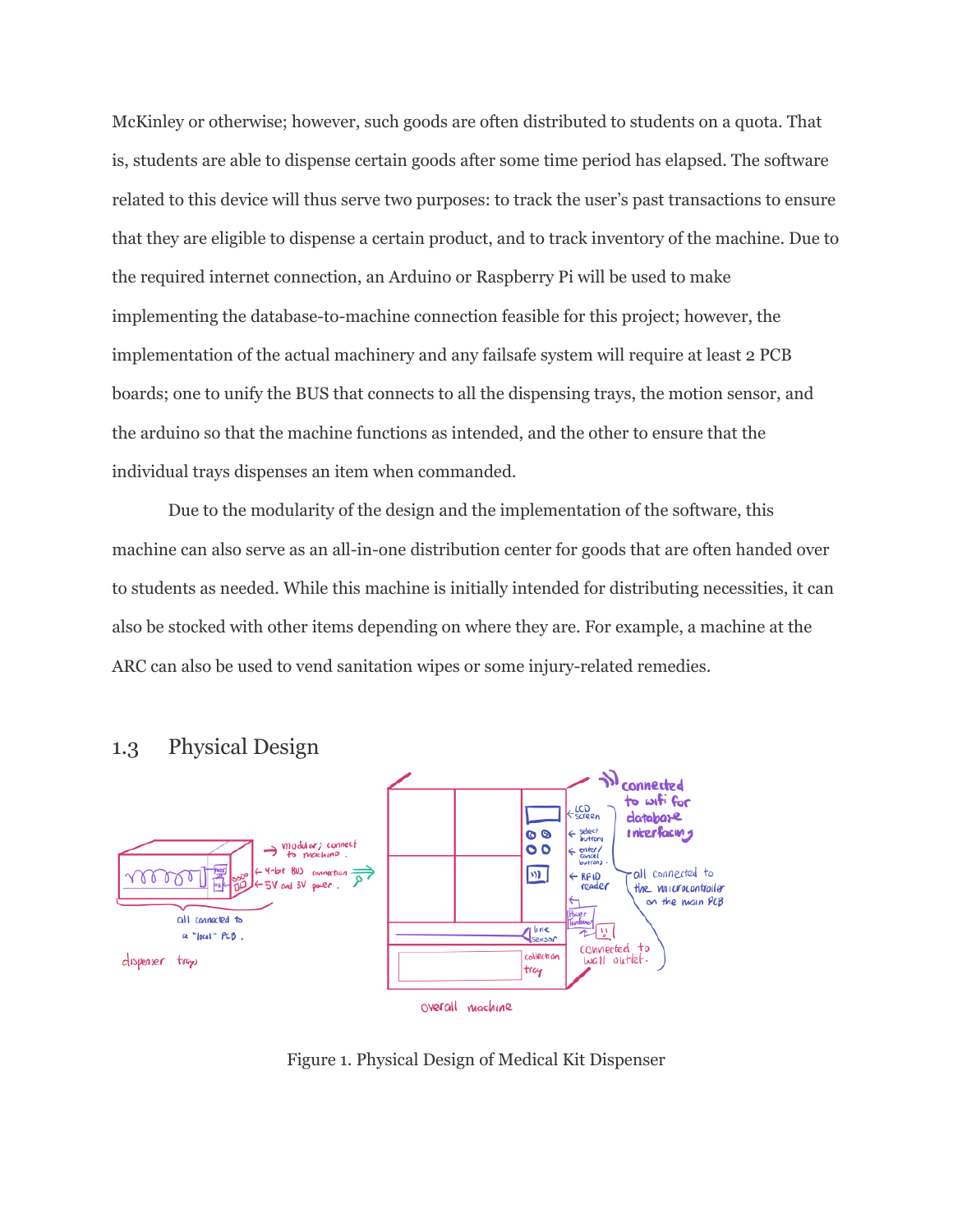McKinley or otherwise; however, such goods are often distributed to students on a quota. That is, students are able to dispense certain goods after some time period has elapsed. The software related to this device will thus serve two purposes: to track the user's past transactions to ensure that they are eligible to dispense a certain product, and to track inventory of the machine. Due to the required internet connection, an Arduino or Raspberry Pi will be used to make implementing the database-to-machine connection feasible for this project; however, the implementation of the actual machinery and any failsafe system will require at least 2 PCB boards; one to unify the BUS that connects to all the dispensing trays, the motion sensor, and the arduino so that the machine functions as intended, and the other to ensure that the individual trays dispenses an item when commanded.

Due to the modularity of the design and the implementation of the software, this machine can also serve as an all-in-one distribution center for goods that are often handed over to students as needed. While this machine is initially intended for distributing necessities, it can also be stocked with other items depending on where they are. For example, a machine at the ARC can also be used to vend sanitation wipes or some injury-related remedies.

## 1.3 Physical Design

Figure 1. Physical Design of Medical Kit Dispenser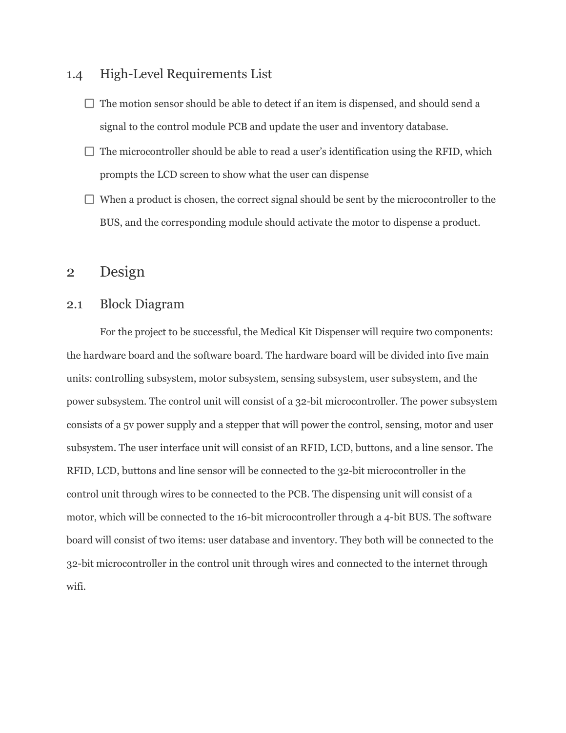### 1.4 High-Level Requirements List

- [ ] The motion sensor should be able to detect if an item is dispensed, and should send a signal to the control module PCB and update the user and inventory database.
- [ ] The microcontroller should be able to read a user's identification using the RFID, which prompts the LCD screen to show what the user can dispense
- [ ] When a product is chosen, the correct signal should be sent by the microcontroller to the BUS, and the corresponding module should activate the motor to dispense a product.

## 2 Design

### 2.1 Block Diagram

For the project to be successful, the Medical Kit Dispenser will require two components: the hardware board and the software board. The hardware board will be divided into five main units: controlling subsystem, motor subsystem, sensing subsystem, user subsystem, and the power subsystem. The control unit will consist of a 32-bit microcontroller. The power subsystem consists of a 5v power supply and a stepper that will power the control, sensing, motor and user subsystem. The user interface unit will consist of an RFID, LCD, buttons, and a line sensor. The RFID, LCD, buttons and line sensor will be connected to the 32-bit microcontroller in the control unit through wires to be connected to the PCB. The dispensing unit will consist of a motor, which will be connected to the 16-bit microcontroller through a 4-bit BUS. The software board will consist of two items: user database and inventory. They both will be connected to the 32-bit microcontroller in the control unit through wires and connected to the internet through wifi.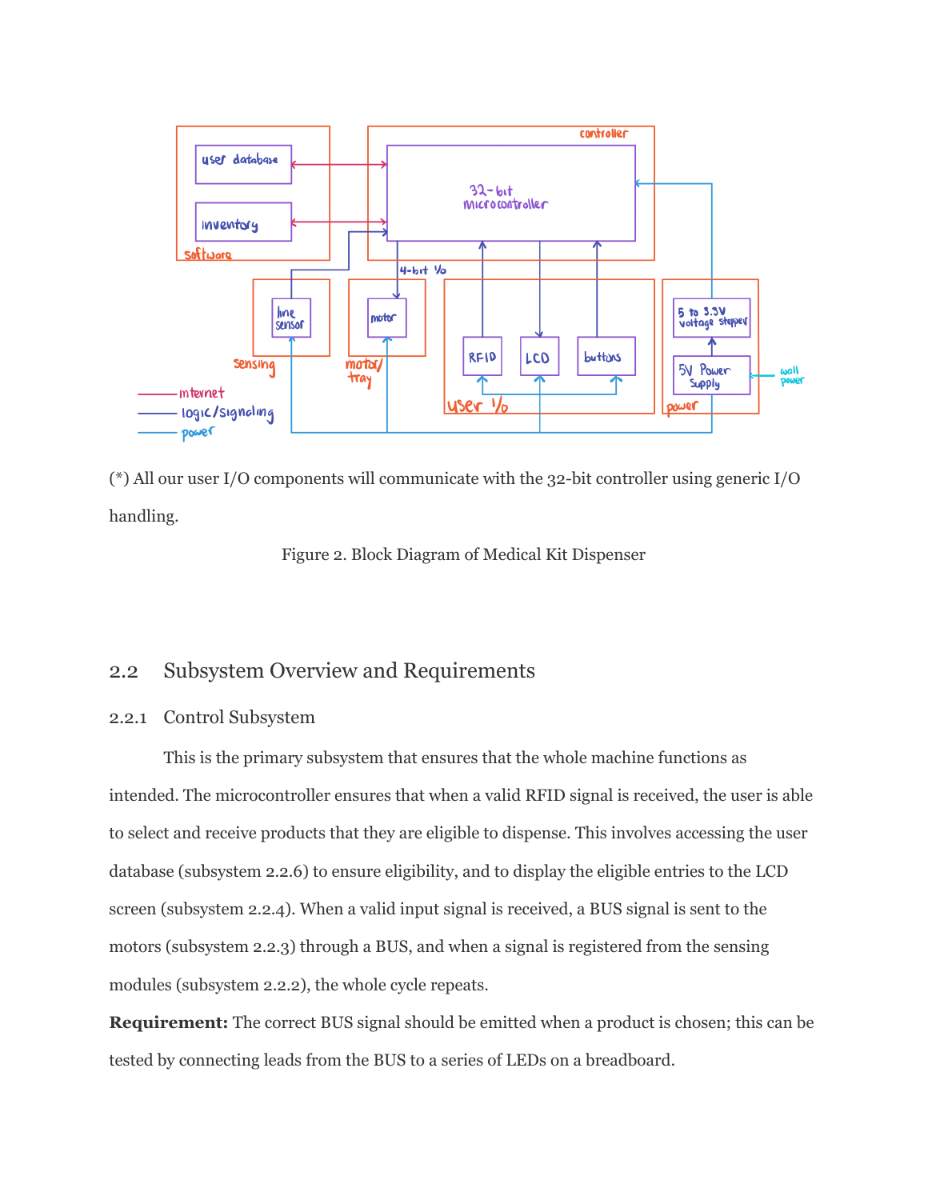(*) All our user I/O components will communicate with the 32-bit controller using generic I/O handling.

Figure 2. Block Diagram of Medical Kit Dispenser

## 2.2 Subsystem Overview and Requirements

### 2.2.1 Control Subsystem

This is the primary subsystem that ensures that the whole machine functions as intended. The microcontroller ensures that when a valid RFID signal is received, the user is able to select and receive products that they are eligible to dispense. This involves accessing the user database (subsystem 2.2.6) to ensure eligibility, and to display the eligible entries to the LCD screen (subsystem 2.2.4). When a valid input signal is received, a BUS signal is sent to the motors (subsystem 2.2.3) through a BUS, and when a signal is registered from the sensing modules (subsystem 2.2.2), the whole cycle repeats.

**Requirement:** The correct BUS signal should be emitted when a product is chosen; this can be tested by connecting leads from the BUS to a series of LEDs on a breadboard.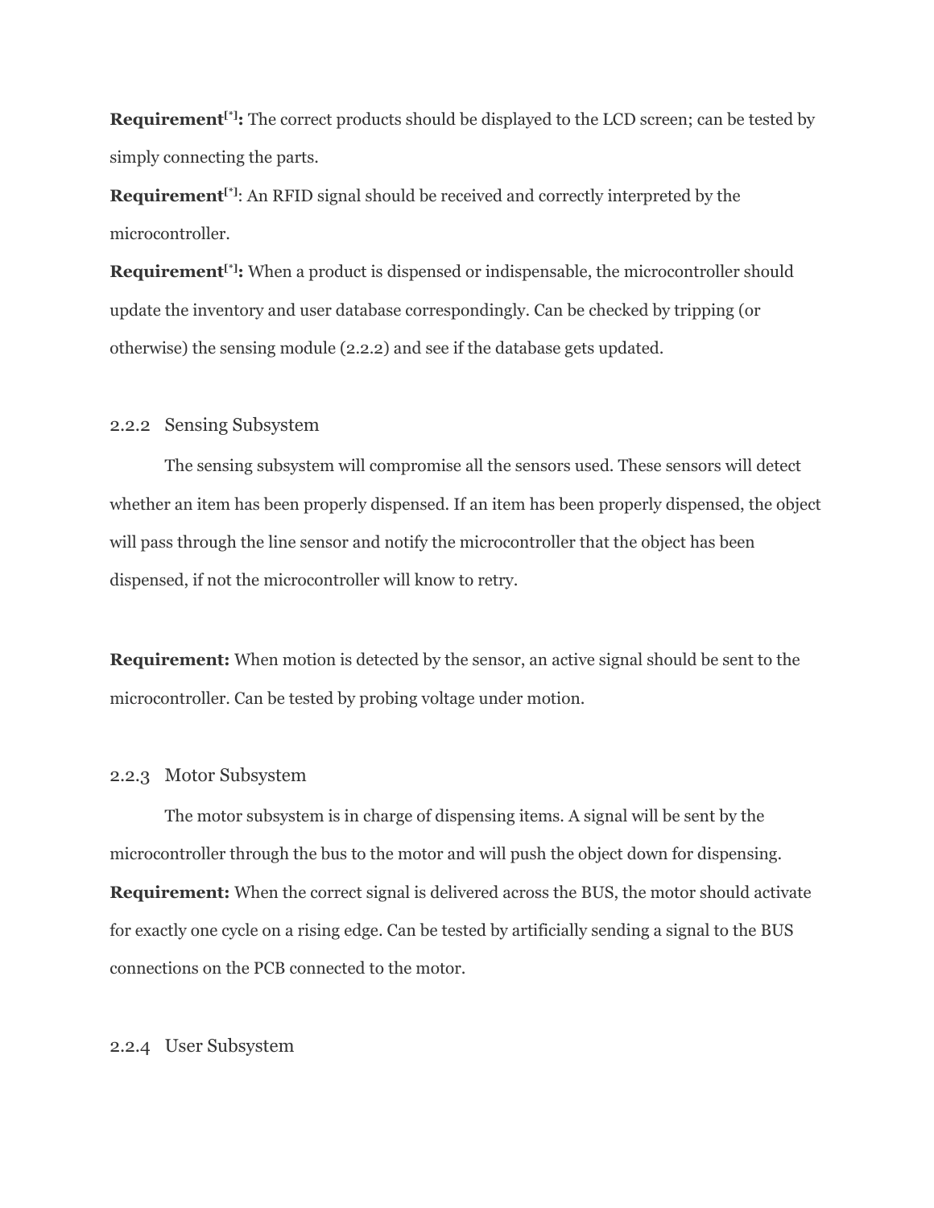**Requirement[*]:** The correct products should be displayed to the LCD screen; can be tested by simply connecting the parts.

**Requirement[*]**: An RFID signal should be received and correctly interpreted by the microcontroller.

**Requirement[*]:** When a product is dispensed or indispensable, the microcontroller should update the inventory and user database correspondingly. Can be checked by tripping (or otherwise) the sensing module (2.2.2) and see if the database gets updated.

### 2.2.2 Sensing Subsystem

The sensing subsystem will compromise all the sensors used. These sensors will detect whether an item has been properly dispensed. If an item has been properly dispensed, the object will pass through the line sensor and notify the microcontroller that the object has been dispensed, if not the microcontroller will know to retry.

**Requirement:** When motion is detected by the sensor, an active signal should be sent to the microcontroller. Can be tested by probing voltage under motion.

### 2.2.3 Motor Subsystem

The motor subsystem is in charge of dispensing items. A signal will be sent by the microcontroller through the bus to the motor and will push the object down for dispensing.

**Requirement:** When the correct signal is delivered across the BUS, the motor should activate for exactly one cycle on a rising edge. Can be tested by artificially sending a signal to the BUS connections on the PCB connected to the motor.

### 2.2.4 User Subsystem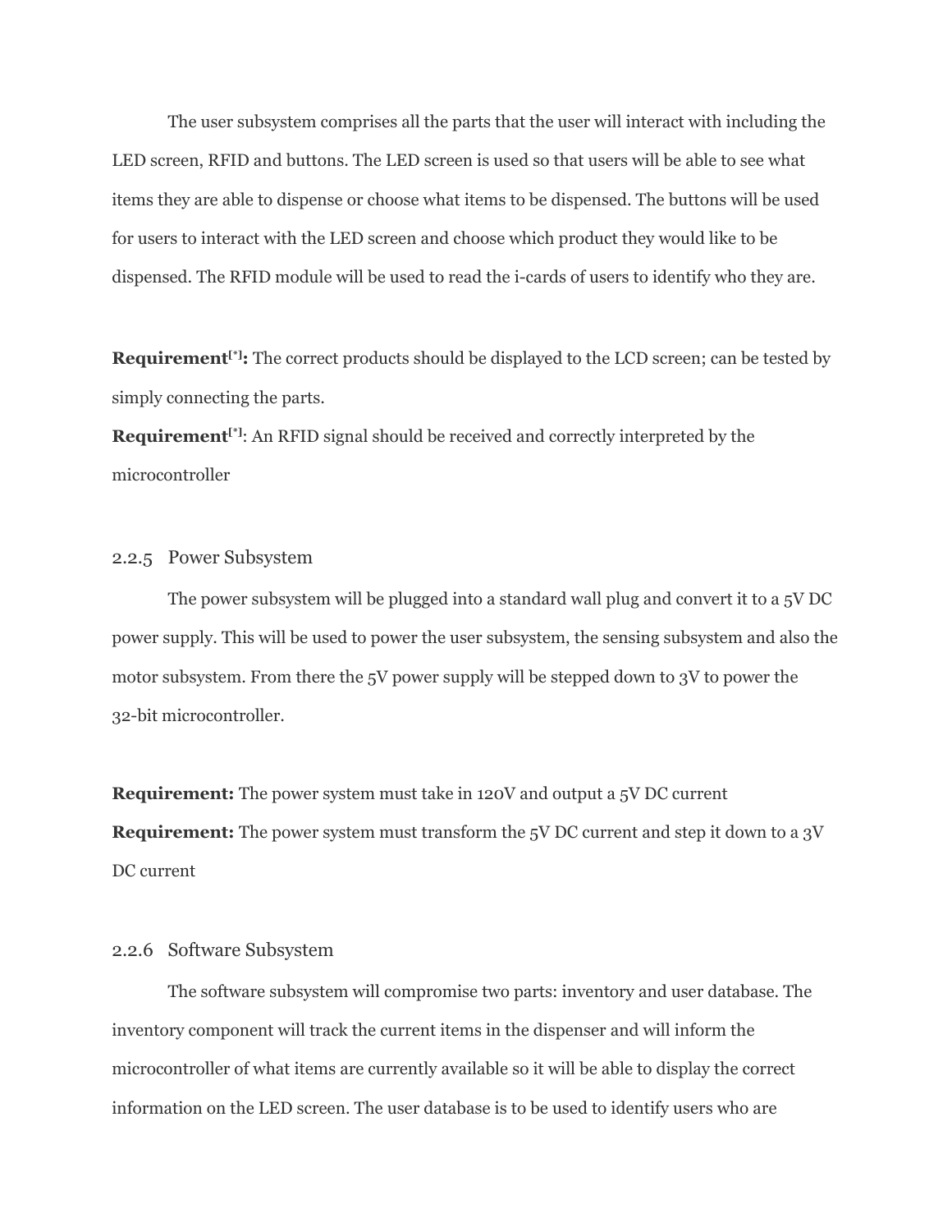The user subsystem comprises all the parts that the user will interact with including the LED screen, RFID and buttons. The LED screen is used so that users will be able to see what items they are able to dispense or choose what items to be dispensed. The buttons will be used for users to interact with the LED screen and choose which product they would like to be dispensed. The RFID module will be used to read the i-cards of users to identify who they are.

**Requirement[*]:** The correct products should be displayed to the LCD screen; can be tested by simply connecting the parts.
**Requirement[*]**: An RFID signal should be received and correctly interpreted by the microcontroller

### 2.2.5 Power Subsystem

The power subsystem will be plugged into a standard wall plug and convert it to a 5V DC power supply. This will be used to power the user subsystem, the sensing subsystem and also the motor subsystem. From there the 5V power supply will be stepped down to 3V to power the 32-bit microcontroller.

**Requirement:** The power system must take in 120V and output a 5V DC current
**Requirement:** The power system must transform the 5V DC current and step it down to a 3V DC current

### 2.2.6 Software Subsystem

The software subsystem will compromise two parts: inventory and user database. The inventory component will track the current items in the dispenser and will inform the microcontroller of what items are currently available so it will be able to display the correct information on the LED screen. The user database is to be used to identify users who are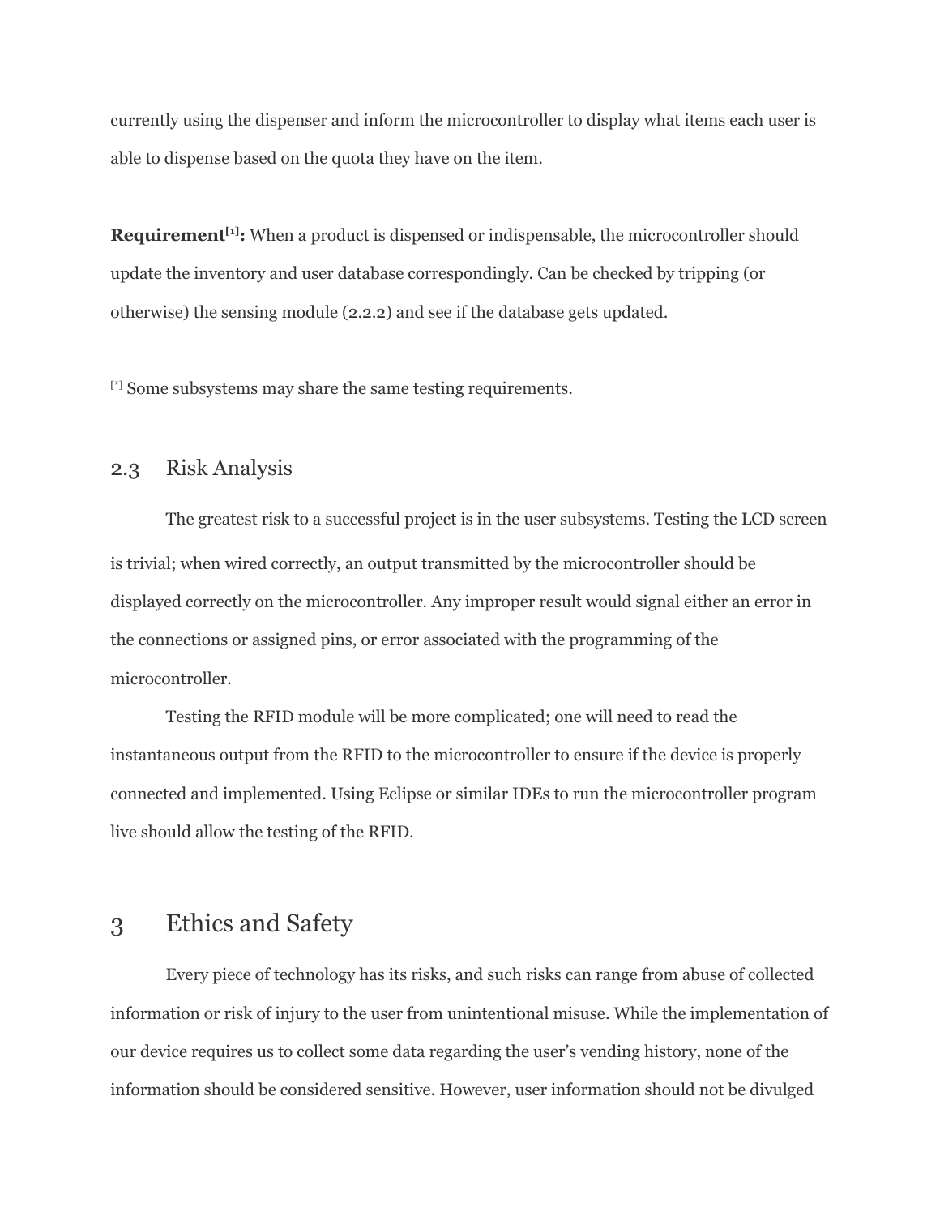currently using the dispenser and inform the microcontroller to display what items each user is able to dispense based on the quota they have on the item.

**Requirement[1]:** When a product is dispensed or indispensable, the microcontroller should update the inventory and user database correspondingly. Can be checked by tripping (or otherwise) the sensing module (2.2.2) and see if the database gets updated.

[*] Some subsystems may share the same testing requirements.

## 2.3 Risk Analysis

The greatest risk to a successful project is in the user subsystems. Testing the LCD screen is trivial; when wired correctly, an output transmitted by the microcontroller should be displayed correctly on the microcontroller. Any improper result would signal either an error in the connections or assigned pins, or error associated with the programming of the microcontroller.

Testing the RFID module will be more complicated; one will need to read the instantaneous output from the RFID to the microcontroller to ensure if the device is properly connected and implemented. Using Eclipse or similar IDEs to run the microcontroller program live should allow the testing of the RFID.

# 3 Ethics and Safety

Every piece of technology has its risks, and such risks can range from abuse of collected information or risk of injury to the user from unintentional misuse. While the implementation of our device requires us to collect some data regarding the user's vending history, none of the information should be considered sensitive. However, user information should not be divulged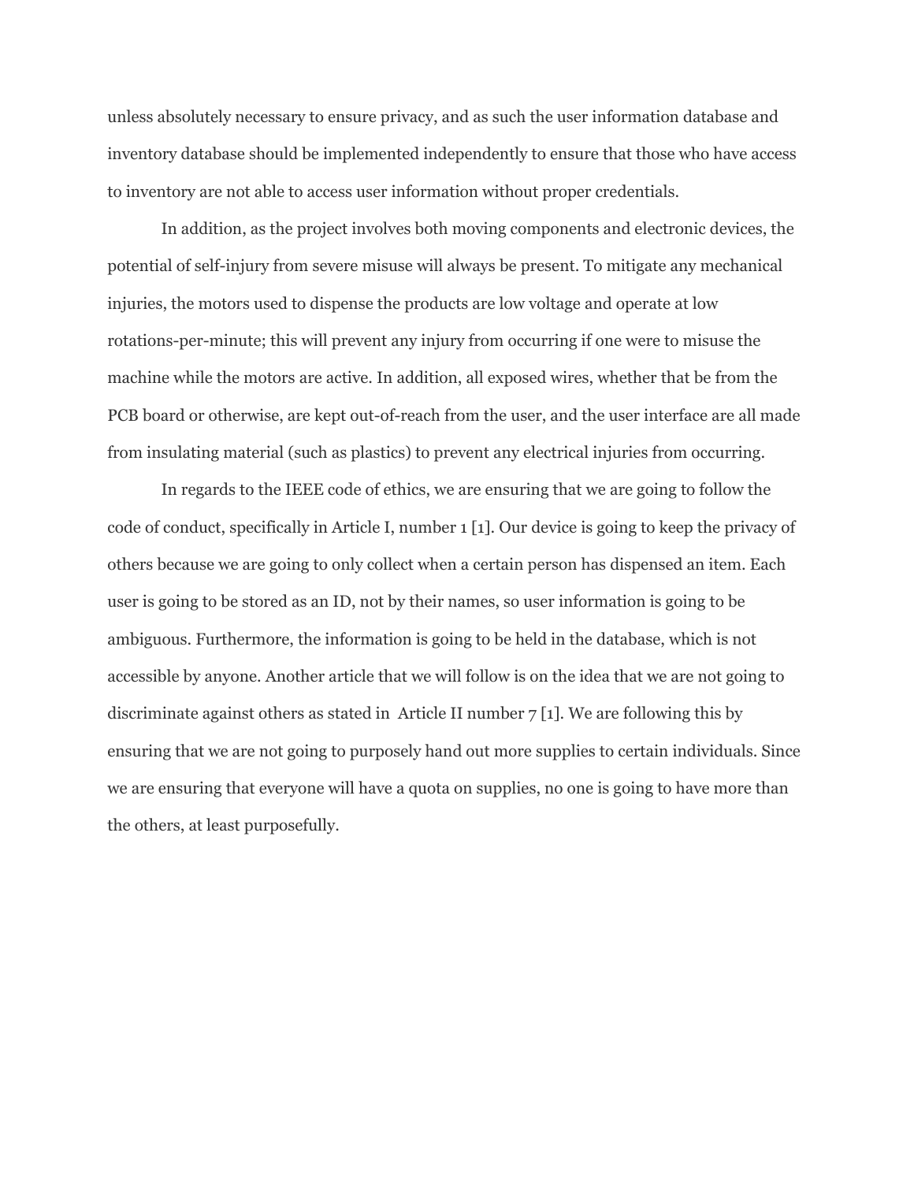unless absolutely necessary to ensure privacy, and as such the user information database and inventory database should be implemented independently to ensure that those who have access to inventory are not able to access user information without proper credentials.

In addition, as the project involves both moving components and electronic devices, the potential of self-injury from severe misuse will always be present. To mitigate any mechanical injuries, the motors used to dispense the products are low voltage and operate at low rotations-per-minute; this will prevent any injury from occurring if one were to misuse the machine while the motors are active. In addition, all exposed wires, whether that be from the PCB board or otherwise, are kept out-of-reach from the user, and the user interface are all made from insulating material (such as plastics) to prevent any electrical injuries from occurring.

In regards to the IEEE code of ethics, we are ensuring that we are going to follow the code of conduct, specifically in Article I, number 1 [1]. Our device is going to keep the privacy of others because we are going to only collect when a certain person has dispensed an item. Each user is going to be stored as an ID, not by their names, so user information is going to be ambiguous. Furthermore, the information is going to be held in the database, which is not accessible by anyone. Another article that we will follow is on the idea that we are not going to discriminate against others as stated in  Article II number 7 [1]. We are following this by ensuring that we are not going to purposely hand out more supplies to certain individuals. Since we are ensuring that everyone will have a quota on supplies, no one is going to have more than the others, at least purposefully.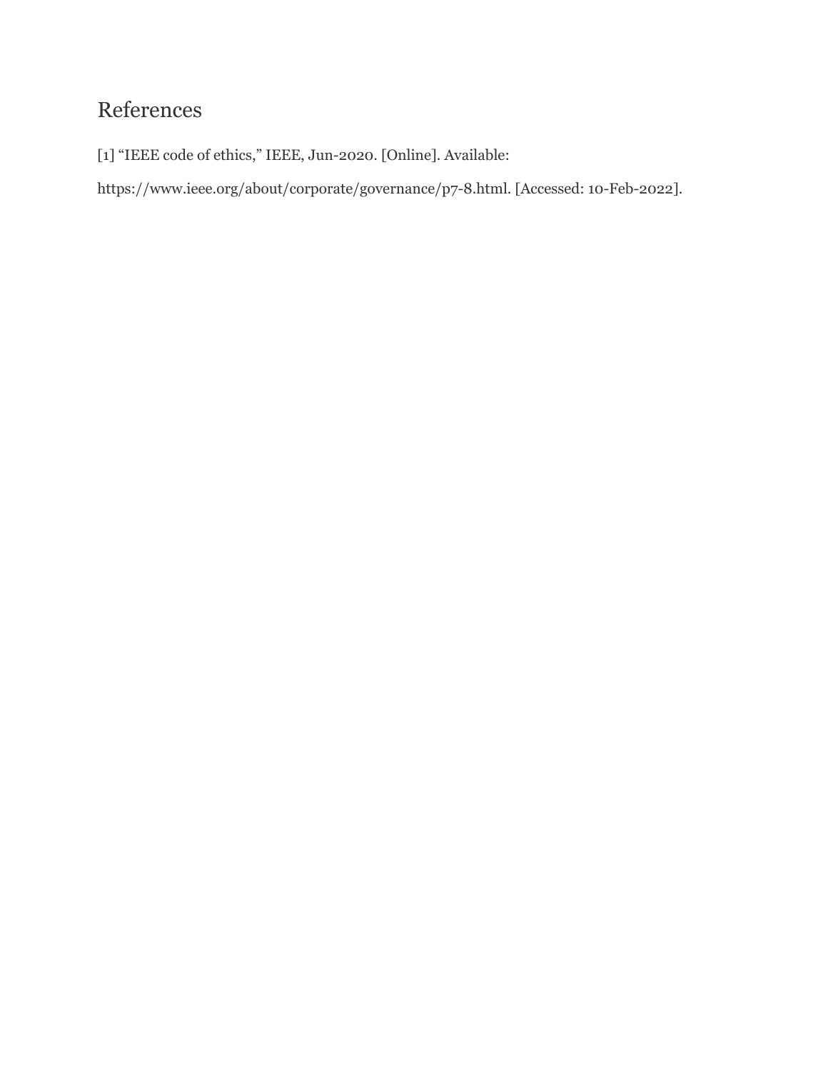# References

[1] “IEEE code of ethics,” IEEE, Jun-2020. [Online]. Available:

https://www.ieee.org/about/corporate/governance/p7-8.html. [Accessed: 10-Feb-2022].